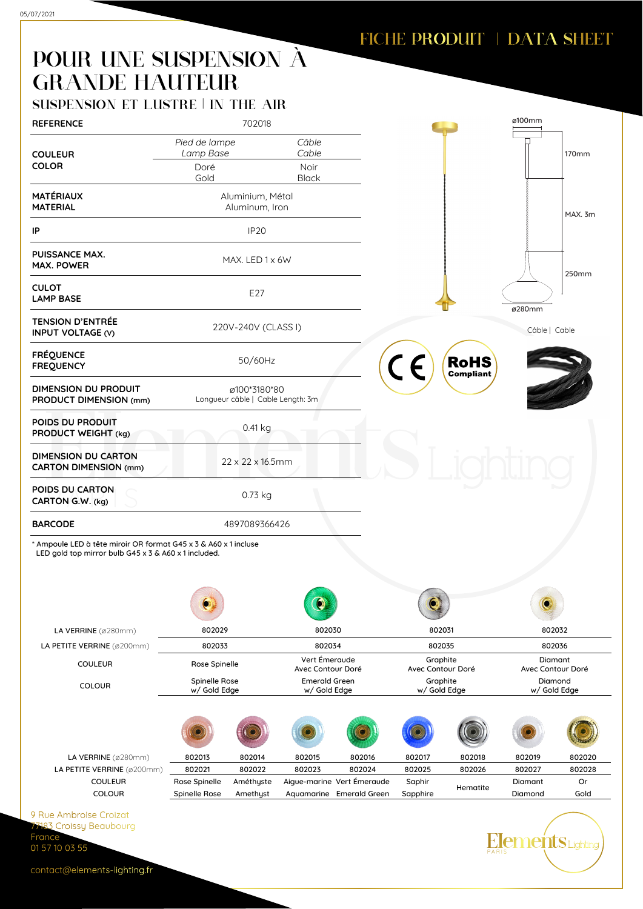# FICHE PRODUIT | DATA SHEET

# POUR UNE SUSPENSION À GRANDE HAUTEUR

## SUSPENSION ET LUSTRE | IN THE AIR

| | | |
|---|---|---|
| **REFERENCE** | 702018 | |
| **COULEUR COLOR** | *Pied de lampe Lamp Base* | *Câble Cable* |
| | Doré Gold | Noir Black |
| **MATÉRIAUX MATERIAL** | Aluminium, Métal Aluminum, Iron | |
| **IP** | IP20 | |
| **PUISSANCE MAX. MAX. POWER** | MAX. LED 1 x 6W | |
| **CULOT LAMP BASE** | E27 | |
| **TENSION D'ENTRÉE INPUT VOLTAGE (V)** | 220V-240V (CLASS I) | |
| **FRÉQUENCE FREQUENCY** | 50/60Hz | |
| **DIMENSION DU PRODUIT PRODUCT DIMENSION (mm)** | ø100*3180*80 Longueur câble \| Cable Length: 3m | |
| **POIDS DU PRODUIT PRODUCT WEIGHT (kg)** | 0.41 kg | |
| **DIMENSION DU CARTON CARTON DIMENSION (mm)** | 22 x 22 x 16.5mm | |
| **POIDS DU CARTON CARTON G.W. (kg)** | 0.73 kg | |
| **BARCODE** | 4897089366426 | |

* Ampoule LED à tête miroir OR format G45 x 3 & A60 x 1 incluse
LED gold top mirror bulb G45 x 3 & A60 x 1 included.

ø100mm, 170mm, MAX. 3m, 250mm, ø280mm

Câble | Cable

RoHS Compliant

| | | | | |
|---|---|---|---|---|
| LA VERRINE (ø280mm) | 802029 | 802030 | 802031 | 802032 |
| LA PETITE VERRINE (ø200mm) | 802033 | 802034 | 802035 | 802036 |
| COULEUR | Rose Spinelle | Vert Émeraude Avec Contour Doré | Graphite Avec Contour Doré | Diamant Avec Contour Doré |
| COLOUR | Spinelle Rose w/ Gold Edge | Emerald Green w/ Gold Edge | Graphite w/ Gold Edge | Diamond w/ Gold Edge |

| | | | | | | | | |
|---|---|---|---|---|---|---|---|---|
| LA VERRINE (ø280mm) | 802013 | 802014 | 802015 | 802016 | 802017 | 802018 | 802019 | 802020 |
| LA PETITE VERRINE (ø200mm) | 802021 | 802022 | 802023 | 802024 | 802025 | 802026 | 802027 | 802028 |
| COULEUR | Rose Spinelle | Améthyste | Aigue-marine | Vert Émeraude | Saphir | Hematite | Diamant | Or |
| COLOUR | Spinelle Rose | Amethyst | Aquamarine | Emerald Green | Sapphire | | Diamond | Gold |

9 Rue Ambroise Croizat
77183 Croissy Beaubourg
France
01 57 10 03 55

contact@elements-lighting.fr

Elements Lighting PARIS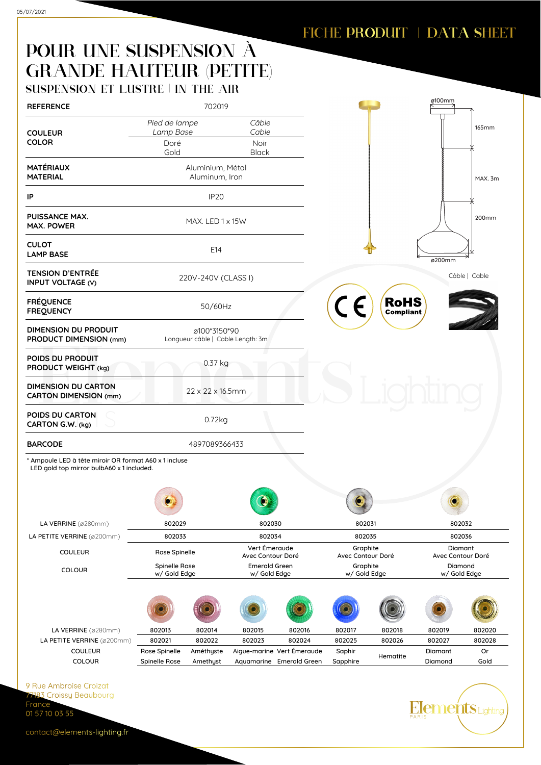05/07/2021

FICHE PRODUIT | DATA SHEET

# POUR UNE SUSPENSION À GRANDE HAUTEUR (PETITE)

## SUSPENSION ET LUSTRE | IN THE AIR

| | | |
|---|---|---|
| **REFERENCE** | 702019 | |
| **COULEUR COLOR** | *Pied de lampe Lamp Base* | *Câble Cable* |
| | Doré Gold | Noir Black |
| **MATÉRIAUX MATERIAL** | Aluminium, Métal Aluminum, Iron | |
| **IP** | IP20 | |
| **PUISSANCE MAX. MAX. POWER** | MAX. LED 1 x 15W | |
| **CULOT LAMP BASE** | E14 | |
| **TENSION D'ENTRÉE INPUT VOLTAGE (V)** | 220V-240V (CLASS I) | |
| **FRÉQUENCE FREQUENCY** | 50/60Hz | |
| **DIMENSION DU PRODUIT PRODUCT DIMENSION (mm)** | ø100*3150*90 Longueur câble \| Cable Length: 3m | |
| **POIDS DU PRODUIT PRODUCT WEIGHT (kg)** | 0.37 kg | |
| **DIMENSION DU CARTON CARTON DIMENSION (mm)** | 22 x 22 x 16.5mm | |
| **POIDS DU CARTON CARTON G.W. (kg)** | 0.72kg | |
| **BARCODE** | 4897089366433 | |

* Ampoule LED à tête miroir OR format A60 x 1 incluse
LED gold top mirror bulbA60 x 1 included.

ø100mm
165mm
MAX. 3m
200mm
ø200mm

Câble | Cable

RoHS Compliant

| | | | | |
|---|---|---|---|---|
| LA VERRINE (ø280mm) | 802029 | 802030 | 802031 | 802032 |
| LA PETITE VERRINE (ø200mm) | 802033 | 802034 | 802035 | 802036 |
| COULEUR | Rose Spinelle | Vert Émeraude Avec Contour Doré | Graphite Avec Contour Doré | Diamant Avec Contour Doré |
| COLOUR | Spinelle Rose w/ Gold Edge | Emerald Green w/ Gold Edge | Graphite w/ Gold Edge | Diamond w/ Gold Edge |

| | | | | | | | | |
|---|---|---|---|---|---|---|---|---|
| LA VERRINE (ø280mm) | 802013 | 802014 | 802015 | 802016 | 802017 | 802018 | 802019 | 802020 |
| LA PETITE VERRINE (ø200mm) | 802021 | 802022 | 802023 | 802024 | 802025 | 802026 | 802027 | 802028 |
| COULEUR | Rose Spinelle | Améthyste | Aigue-marine | Vert Émeraude | Saphir | Hematite | Diamant | Or |
| COLOUR | Spinelle Rose | Amethyst | Aquamarine | Emerald Green | Sapphire | | Diamond | Gold |

9 Rue Ambroise Croizat
77183 Croissy Beaubourg
France
01 57 10 03 55

contact@elements-lighting.fr

Elements Lighting PARIS